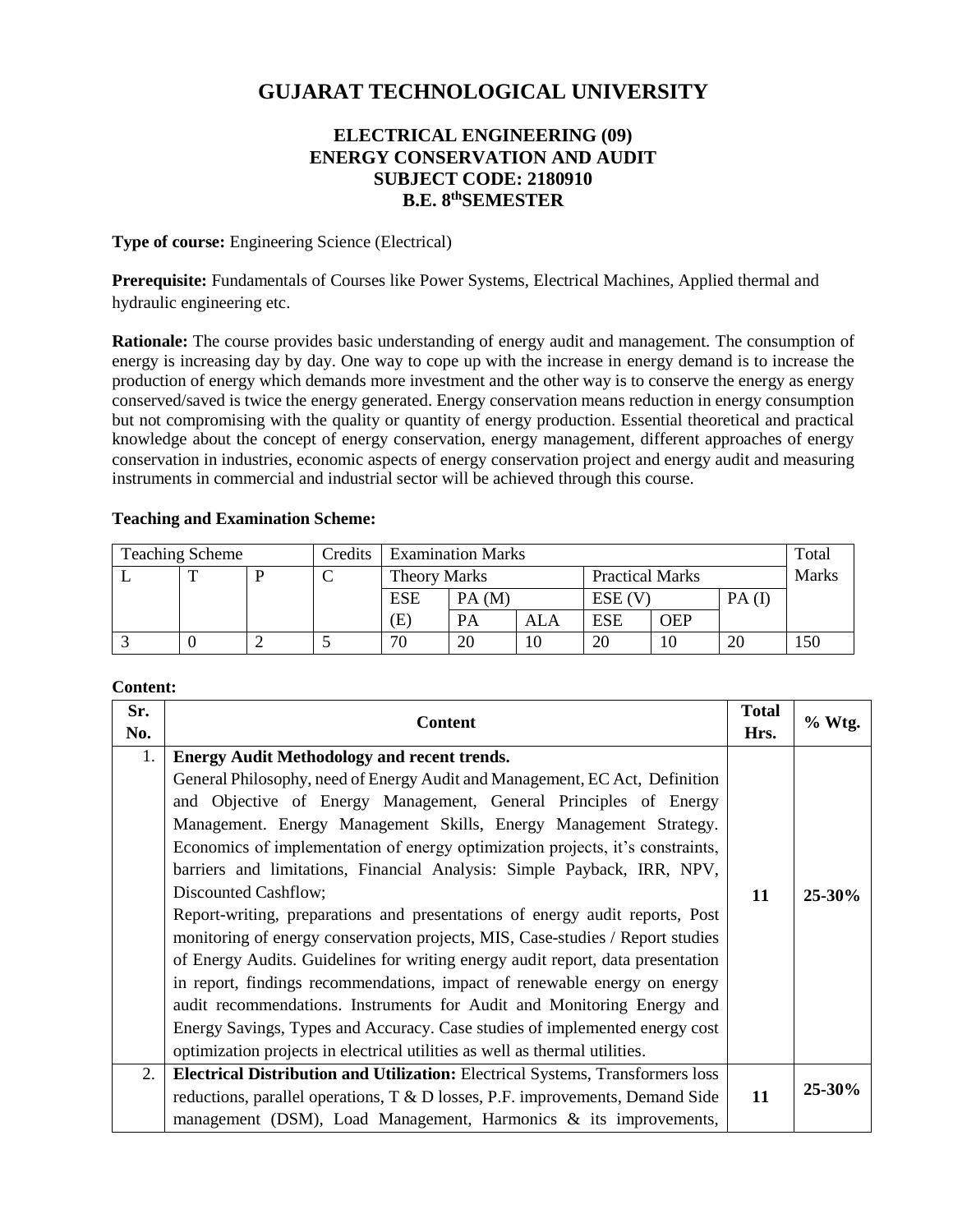# GUJARAT TECHNOLOGICAL UNIVERSITY

## ELECTRICAL ENGINEERING (09)
## ENERGY CONSERVATION AND AUDIT
## SUBJECT CODE: 2180910
## B.E. 8thSEMESTER

**Type of course:** Engineering Science (Electrical)

**Prerequisite:** Fundamentals of Courses like Power Systems, Electrical Machines, Applied thermal and hydraulic engineering etc.

**Rationale:** The course provides basic understanding of energy audit and management. The consumption of energy is increasing day by day. One way to cope up with the increase in energy demand is to increase the production of energy which demands more investment and the other way is to conserve the energy as energy conserved/saved is twice the energy generated. Energy conservation means reduction in energy consumption but not compromising with the quality or quantity of energy production. Essential theoretical and practical knowledge about the concept of energy conservation, energy management, different approaches of energy conservation in industries, economic aspects of energy conservation project and energy audit and measuring instruments in commercial and industrial sector will be achieved through this course.

**Teaching and Examination Scheme:**

| Teaching Scheme | | | Credits | Examination Marks | | | | | | Total Marks |
|---|---|---|---|---|---|---|---|---|---|---|
| L | T | P | C | Theory Marks | | | Practical Marks | | | |
| | | | | ESE (E) | PA (M) | | ESE (V) | | PA (I) | |
| | | | | | PA | ALA | ESE | OEP | | |
| 3 | 0 | 2 | 5 | 70 | 20 | 10 | 20 | 10 | 20 | 150 |

**Content:**

| Sr. No. | Content | Total Hrs. | % Wtg. |
|---|---|---|---|
| 1. | **Energy Audit Methodology and recent trends.** General Philosophy, need of Energy Audit and Management, EC Act, Definition and Objective of Energy Management, General Principles of Energy Management. Energy Management Skills, Energy Management Strategy. Economics of implementation of energy optimization projects, it's constraints, barriers and limitations, Financial Analysis: Simple Payback, IRR, NPV, Discounted Cashflow; Report-writing, preparations and presentations of energy audit reports, Post monitoring of energy conservation projects, MIS, Case-studies / Report studies of Energy Audits. Guidelines for writing energy audit report, data presentation in report, findings recommendations, impact of renewable energy on energy audit recommendations. Instruments for Audit and Monitoring Energy and Energy Savings, Types and Accuracy. Case studies of implemented energy cost optimization projects in electrical utilities as well as thermal utilities. | **11** | **25-30%** |
| 2. | **Electrical Distribution and Utilization:** Electrical Systems, Transformers loss reductions, parallel operations, T & D losses, P.F. improvements, Demand Side management (DSM), Load Management, Harmonics & its improvements, | **11** | **25-30%** |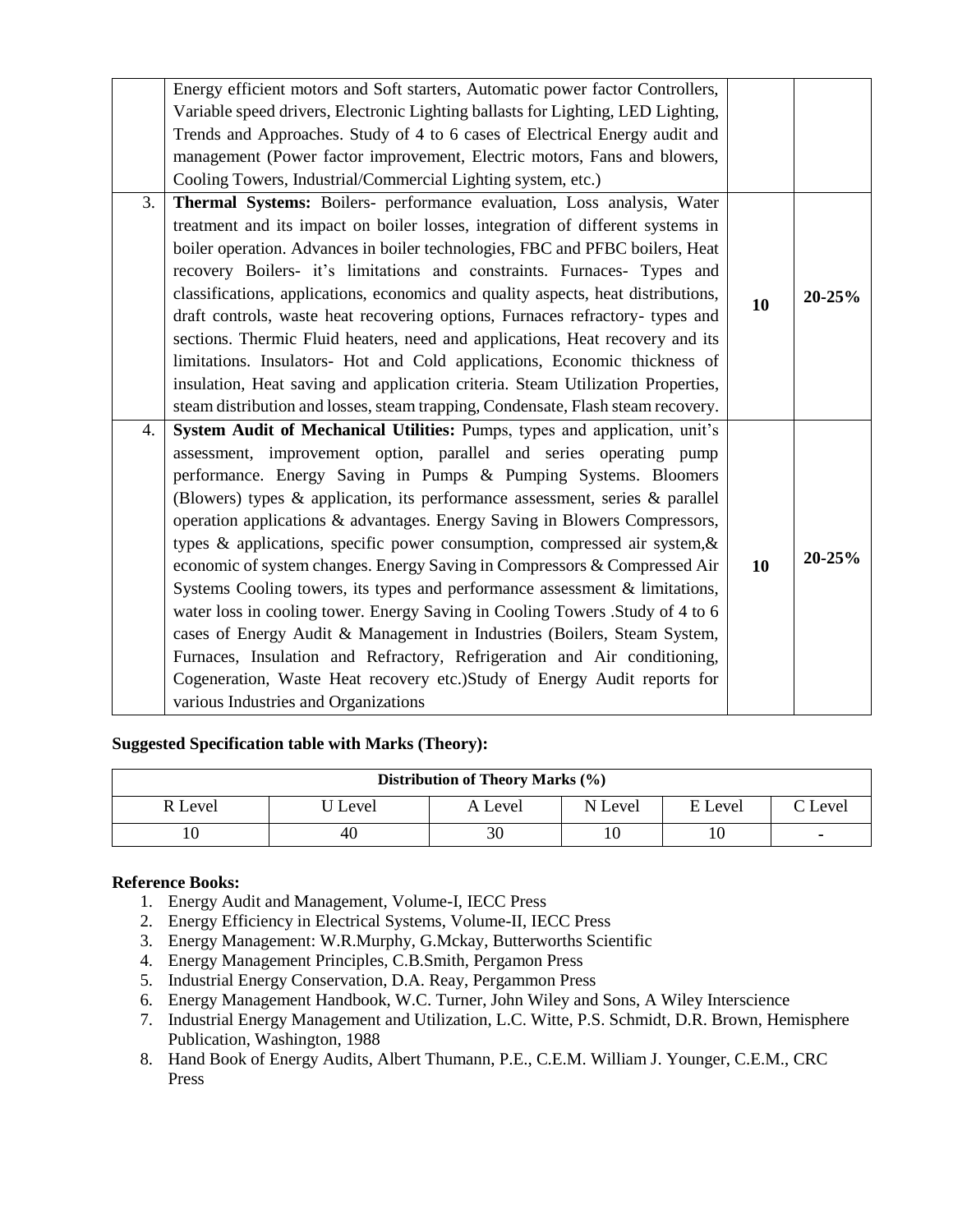|  | Energy efficient motors and Soft starters, Automatic power factor Controllers, Variable speed drivers, Electronic Lighting ballasts for Lighting, LED Lighting, Trends and Approaches. Study of 4 to 6 cases of Electrical Energy audit and management (Power factor improvement, Electric motors, Fans and blowers, Cooling Towers, Industrial/Commercial Lighting system, etc.) |  |  |
|---|---|---|---|
| 3. | **Thermal Systems:** Boilers- performance evaluation, Loss analysis, Water treatment and its impact on boiler losses, integration of different systems in boiler operation. Advances in boiler technologies, FBC and PFBC boilers, Heat recovery Boilers- it's limitations and constraints. Furnaces- Types and classifications, applications, economics and quality aspects, heat distributions, draft controls, waste heat recovering options, Furnaces refractory- types and sections. Thermic Fluid heaters, need and applications, Heat recovery and its limitations. Insulators- Hot and Cold applications, Economic thickness of insulation, Heat saving and application criteria. Steam Utilization Properties, steam distribution and losses, steam trapping, Condensate, Flash steam recovery. | **10** | **20-25%** |
| 4. | **System Audit of Mechanical Utilities:** Pumps, types and application, unit's assessment, improvement option, parallel and series operating pump performance. Energy Saving in Pumps & Pumping Systems. Bloomers (Blowers) types & application, its performance assessment, series & parallel operation applications & advantages. Energy Saving in Blowers Compressors, types & applications, specific power consumption, compressed air system,& economic of system changes. Energy Saving in Compressors & Compressed Air Systems Cooling towers, its types and performance assessment & limitations, water loss in cooling tower. Energy Saving in Cooling Towers .Study of 4 to 6 cases of Energy Audit & Management in Industries (Boilers, Steam System, Furnaces, Insulation and Refractory, Refrigeration and Air conditioning, Cogeneration, Waste Heat recovery etc.)Study of Energy Audit reports for various Industries and Organizations | **10** | **20-25%** |

**Suggested Specification table with Marks (Theory):**

| **Distribution of Theory Marks (%)** | | | | | |
|---|---|---|---|---|---|
| R Level | U Level | A Level | N Level | E Level | C Level |
| 10 | 40 | 30 | 10 | 10 | - |

**Reference Books:**

1. Energy Audit and Management, Volume-I, IECC Press
2. Energy Efficiency in Electrical Systems, Volume-II, IECC Press
3. Energy Management: W.R.Murphy, G.Mckay, Butterworths Scientific
4. Energy Management Principles, C.B.Smith, Pergamon Press
5. Industrial Energy Conservation, D.A. Reay, Pergammon Press
6. Energy Management Handbook, W.C. Turner, John Wiley and Sons, A Wiley Interscience
7. Industrial Energy Management and Utilization, L.C. Witte, P.S. Schmidt, D.R. Brown, Hemisphere Publication, Washington, 1988
8. Hand Book of Energy Audits, Albert Thumann, P.E., C.E.M. William J. Younger, C.E.M., CRC Press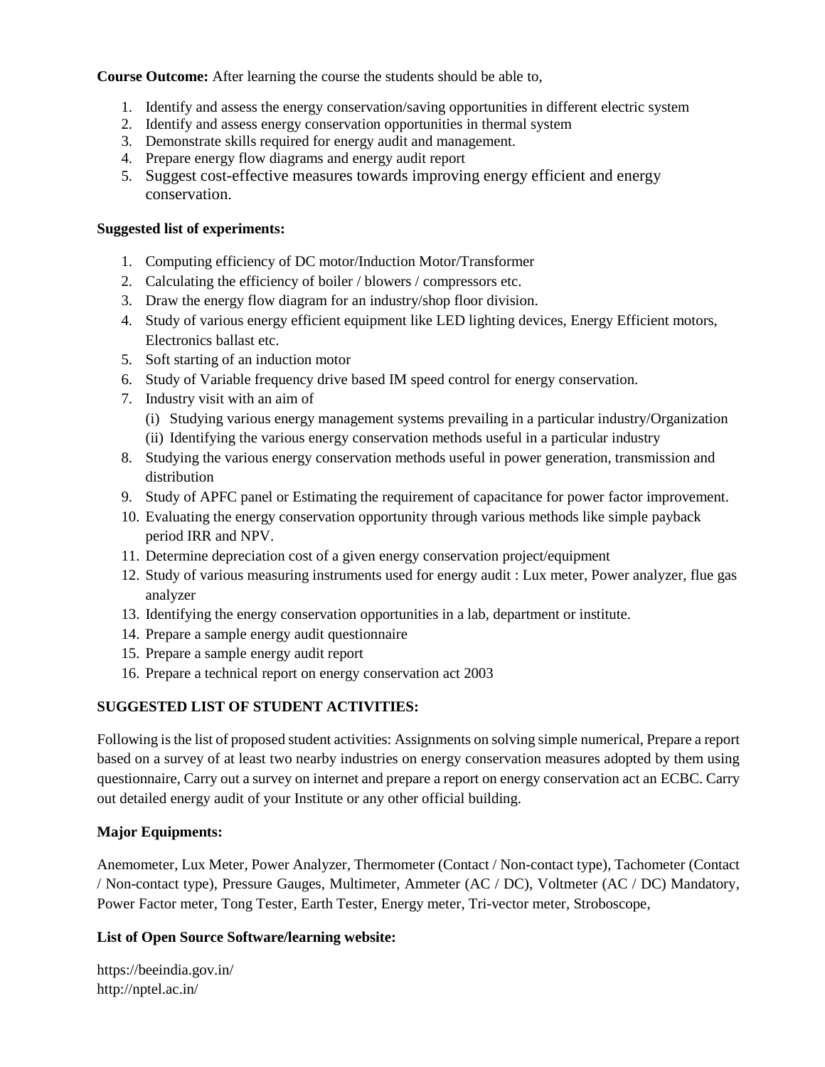**Course Outcome:** After learning the course the students should be able to,

1. Identify and assess the energy conservation/saving opportunities in different electric system
2. Identify and assess energy conservation opportunities in thermal system
3. Demonstrate skills required for energy audit and management.
4. Prepare energy flow diagrams and energy audit report
5. Suggest cost-effective measures towards improving energy efficient and energy conservation.

**Suggested list of experiments:**

1. Computing efficiency of DC motor/Induction Motor/Transformer
2. Calculating the efficiency of boiler / blowers / compressors etc.
3. Draw the energy flow diagram for an industry/shop floor division.
4. Study of various energy efficient equipment like LED lighting devices, Energy Efficient motors, Electronics ballast etc.
5. Soft starting of an induction motor
6. Study of Variable frequency drive based IM speed control for energy conservation.
7. Industry visit with an aim of
   (i) Studying various energy management systems prevailing in a particular industry/Organization
   (ii) Identifying the various energy conservation methods useful in a particular industry
8. Studying the various energy conservation methods useful in power generation, transmission and distribution
9. Study of APFC panel or Estimating the requirement of capacitance for power factor improvement.
10. Evaluating the energy conservation opportunity through various methods like simple payback period IRR and NPV.
11. Determine depreciation cost of a given energy conservation project/equipment
12. Study of various measuring instruments used for energy audit : Lux meter, Power analyzer, flue gas analyzer
13. Identifying the energy conservation opportunities in a lab, department or institute.
14. Prepare a sample energy audit questionnaire
15. Prepare a sample energy audit report
16. Prepare a technical report on energy conservation act 2003

**SUGGESTED LIST OF STUDENT ACTIVITIES:**

Following is the list of proposed student activities: Assignments on solving simple numerical, Prepare a report based on a survey of at least two nearby industries on energy conservation measures adopted by them using questionnaire, Carry out a survey on internet and prepare a report on energy conservation act an ECBC. Carry out detailed energy audit of your Institute or any other official building.

**Major Equipments:**

Anemometer, Lux Meter, Power Analyzer, Thermometer (Contact / Non-contact type), Tachometer (Contact / Non-contact type), Pressure Gauges, Multimeter, Ammeter (AC / DC), Voltmeter (AC / DC) Mandatory, Power Factor meter, Tong Tester, Earth Tester, Energy meter, Tri-vector meter, Stroboscope,

**List of Open Source Software/learning website:**

https://beeindia.gov.in/
http://nptel.ac.in/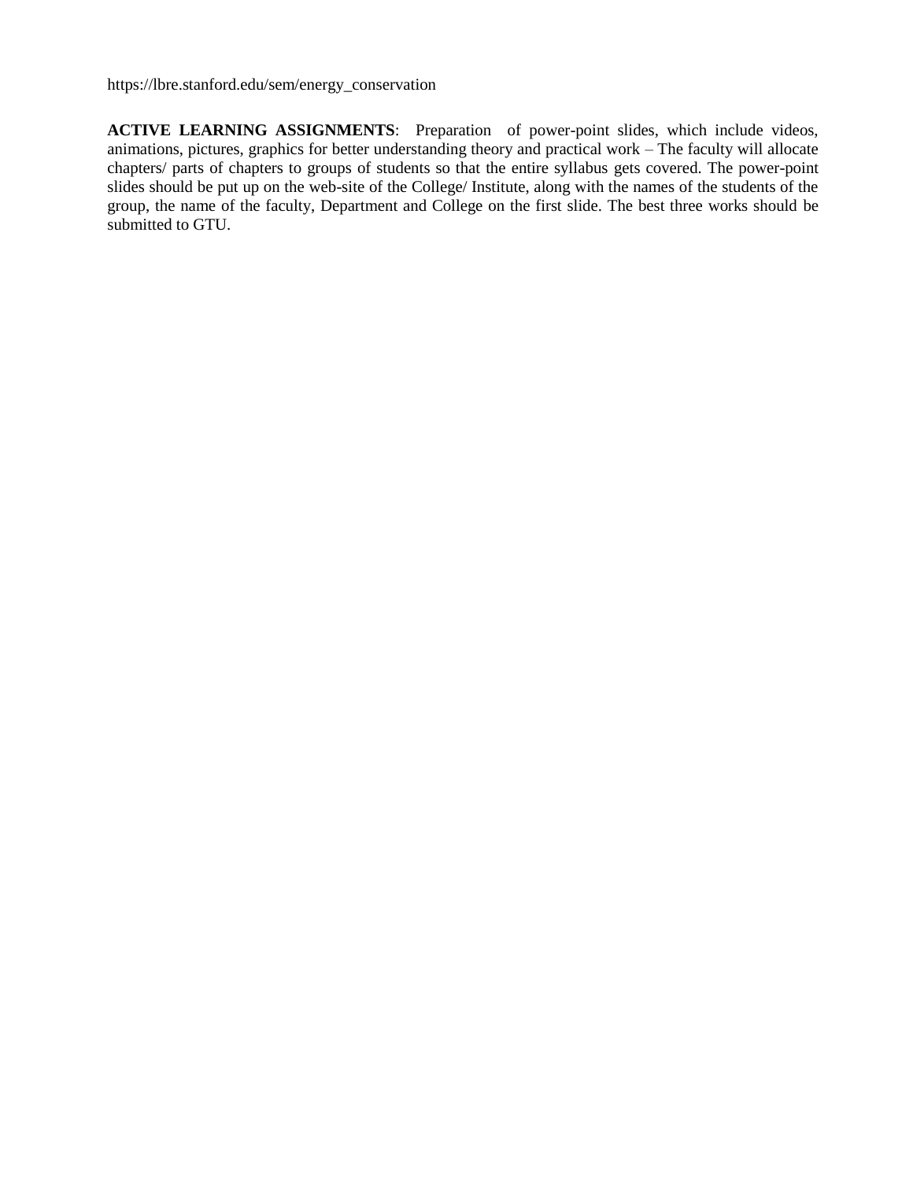https://lbre.stanford.edu/sem/energy_conservation

**ACTIVE LEARNING ASSIGNMENTS**: Preparation of power-point slides, which include videos, animations, pictures, graphics for better understanding theory and practical work – The faculty will allocate chapters/ parts of chapters to groups of students so that the entire syllabus gets covered. The power-point slides should be put up on the web-site of the College/ Institute, along with the names of the students of the group, the name of the faculty, Department and College on the first slide. The best three works should be submitted to GTU.